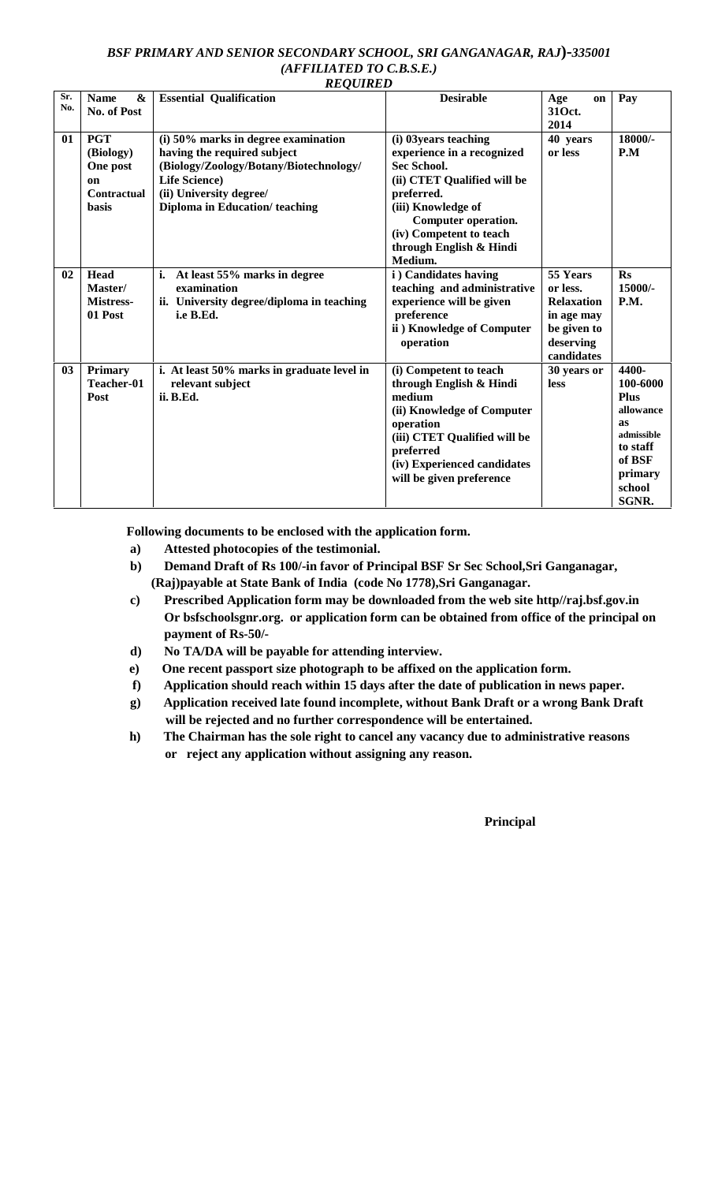***BSF PRIMARY AND SENIOR SECONDARY SCHOOL, SRI GANGANAGAR, RAJ)-335001***
***(AFFILIATED TO C.B.S.E.)***
***REQUIRED***

| Sr. No. | Name & No. of Post | Essential Qualification | Desirable | Age on 31Oct. 2014 | Pay |
|---|---|---|---|---|---|
| 01 | PGT (Biology) One post on Contractual basis | (i) 50% marks in degree examination having the required subject (Biology/Zoology/Botany/Biotechnology/ Life Science)<br>(ii) University degree/ Diploma in Education/ teaching | (i) 03years teaching experience in a recognized Sec School.<br>(ii) CTET Qualified will be preferred.<br>(iii) Knowledge of Computer operation.<br>(iv) Competent to teach through English & Hindi Medium. | 40 years or less | 18000/- P.M |
| 02 | Head Master/ Mistress- 01 Post | i. At least 55% marks in degree examination<br>ii. University degree/diploma in teaching i.e B.Ed. | i ) Candidates having teaching and administrative experience will be given preference<br>ii ) Knowledge of Computer operation | 55 Years or less. Relaxation in age may be given to deserving candidates | Rs 15000/- P.M. |
| 03 | Primary Teacher-01 Post | i. At least 50% marks in graduate level in relevant subject<br>ii. B.Ed. | (i) Competent to teach through English & Hindi medium<br>(ii) Knowledge of Computer operation<br>(iii) CTET Qualified will be preferred<br>(iv) Experienced candidates will be given preference | 30 years or less | 4400-100-6000 Plus allowance as admissible to staff of BSF primary school SGNR. |

**Following documents to be enclosed with the application form.**

- **a)** **Attested photocopies of the testimonial.**
- **b)** **Demand Draft of Rs 100/-in favor of Principal BSF Sr Sec School,Sri Ganganagar, (Raj)payable at State Bank of India (code No 1778),Sri Ganganagar.**
- **c)** **Prescribed Application form may be downloaded from the web site http//raj.bsf.gov.in Or bsfschoolsgnr.org. or application form can be obtained from office of the principal on payment of Rs-50/-**
- **d)** **No TA/DA will be payable for attending interview.**
- **e)** **One recent passport size photograph to be affixed on the application form.**
- **f)** **Application should reach within 15 days after the date of publication in news paper.**
- **g)** **Application received late found incomplete, without Bank Draft or a wrong Bank Draft will be rejected and no further correspondence will be entertained.**
- **h)** **The Chairman has the sole right to cancel any vacancy due to administrative reasons or reject any application without assigning any reason.**

**Principal**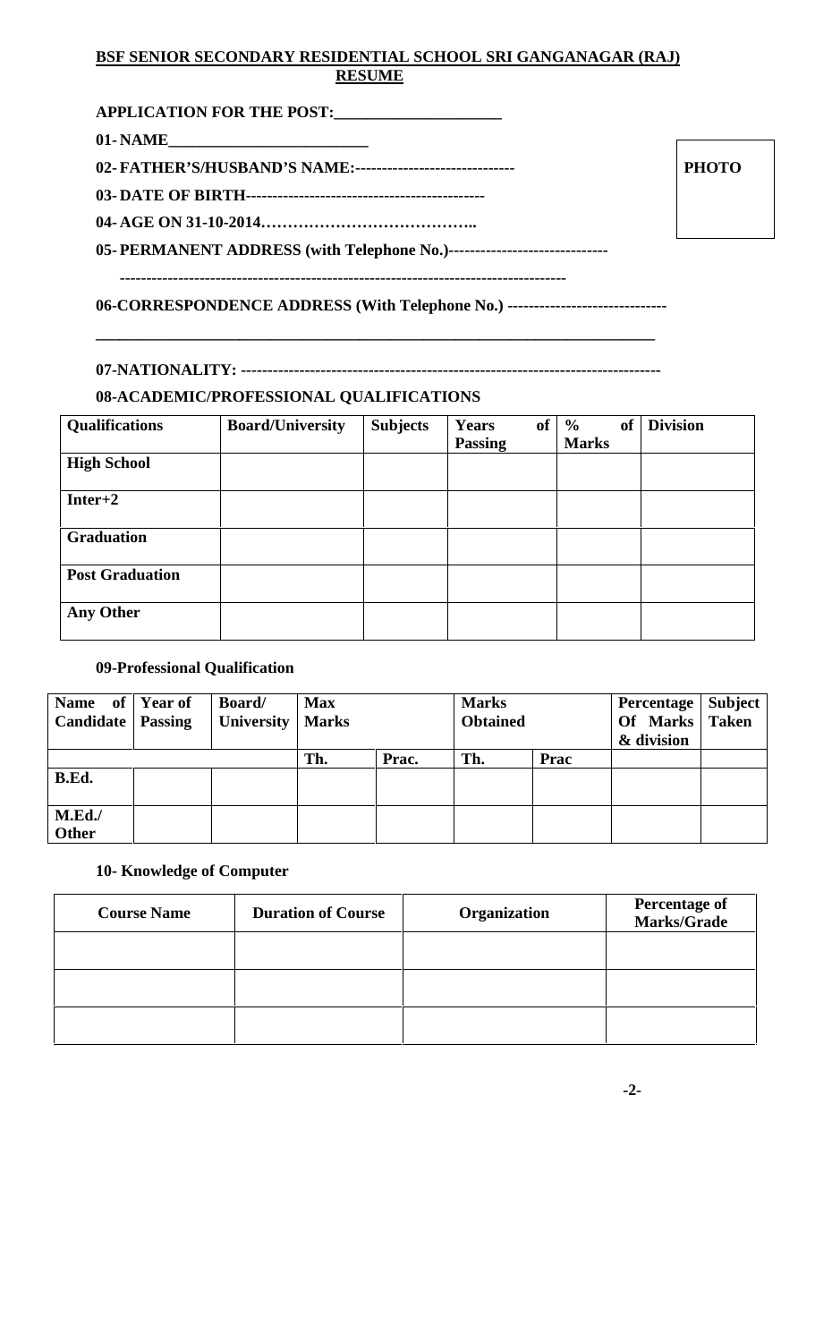**BSF SENIOR SECONDARY RESIDENTIAL SCHOOL SRI GANGANAGAR (RAJ)**

**RESUME**

**APPLICATION FOR THE POST:____________________**

**01- NAME________________________**

**02- FATHER'S/HUSBAND'S NAME:------------------------------**

**PHOTO**

**03- DATE OF BIRTH---------------------------------------------**

**04- AGE ON 31-10-2014…………………………………..**

**05- PERMANENT ADDRESS (with Telephone No.)------------------------------**

**---------------------------------------------------------------------------------**

**06-CORRESPONDENCE ADDRESS (With Telephone No.) ------------------------------**

**_________________________________________________________________________**

**07-NATIONALITY: ------------------------------------------------------------------------------**

**08-ACADEMIC/PROFESSIONAL QUALIFICATIONS**

| Qualifications | Board/University | Subjects | Years of Passing | % of Marks | Division |
|---|---|---|---|---|---|
| High School | | | | | |
| Inter+2 | | | | | |
| Graduation | | | | | |
| Post Graduation | | | | | |
| Any Other | | | | | |

**09-Professional Qualification**

| Name of Candidate | Year of Passing | Board/ University | Max Marks | | Marks Obtained | | Percentage Of Marks & division | Subject Taken |
|---|---|---|---|---|---|---|---|---|
| | | | Th. | Prac. | Th. | Prac | | |
| B.Ed. | | | | | | | | |
| M.Ed./ Other | | | | | | | | |

**10- Knowledge of Computer**

| Course Name | Duration of Course | Organization | Percentage of Marks/Grade |
|---|---|---|---|
| | | | |
| | | | |
| | | | |

**-2-**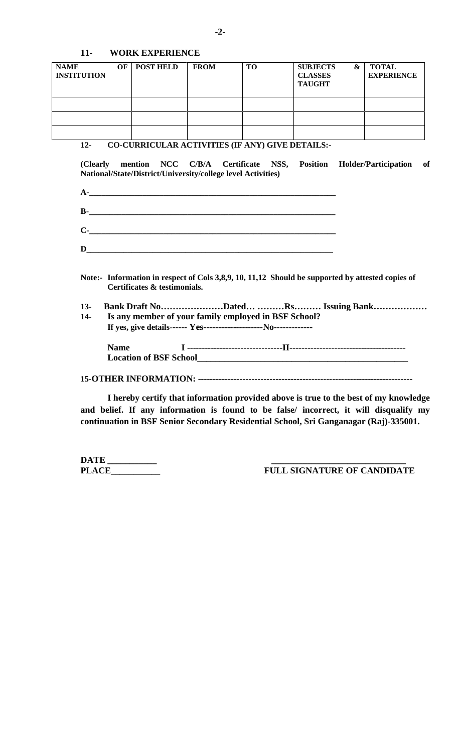**11- WORK EXPERIENCE**

| NAME OF INSTITUTION | POST HELD | FROM | TO | SUBJECTS & CLASSES TAUGHT | TOTAL EXPERIENCE |
|---|---|---|---|---|---|
| | | | | | |
| | | | | | |
| | | | | | |

**12- CO-CURRICULAR ACTIVITIES (IF ANY) GIVE DETAILS:-**

**(Clearly mention NCC C/B/A Certificate NSS, Position Holder/Participation of National/State/District/University/college level Activities)**

**A-**_______________________________________________________________

**B-**_______________________________________________________________

**C-**_______________________________________________________________

**D**_______________________________________________________________

**Note:- Information in respect of Cols 3,8,9, 10, 11,12 Should be supported by attested copies of Certificates & testimonials.**

**13- Bank Draft No…………………Dated… ………Rs……… Issuing Bank………………**

**14- Is any member of your family employed in BSF School?**

**If yes, give details------ Yes--------------------No-------------**

**Name I --------------------------------II--------------------------------------**

**Location of BSF School**__________________________________________________

**15-OTHER INFORMATION: ------------------------------------------------------------------------**

**I hereby certify that information provided above is true to the best of my knowledge and belief. If any information is found to be false/ incorrect, it will disqualify my continuation in BSF Senior Secondary Residential School, Sri Ganganagar (Raj)-335001.**

**DATE** ___________

**PLACE**___________

______________________________

**FULL SIGNATURE OF CANDIDATE**